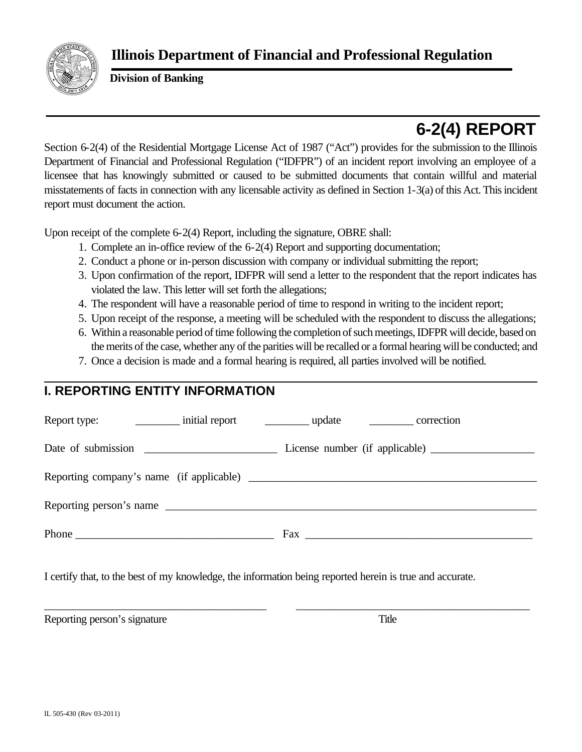# Illinois Department of Financial and Professional Regulation

**Division of Banking**

## 6-2(4) REPORT

Section 6-2(4) of the Residential Mortgage License Act of 1987 ("Act") provides for the submission to the Illinois Department of Financial and Professional Regulation ("IDFPR") of an incident report involving an employee of a licensee that has knowingly submitted or caused to be submitted documents that contain willful and material misstatements of facts in connection with any licensable activity as defined in Section 1-3(a) of this Act. This incident report must document the action.

Upon receipt of the complete 6-2(4) Report, including the signature, OBRE shall:

1. Complete an in-office review of the 6-2(4) Report and supporting documentation;
2. Conduct a phone or in-person discussion with company or individual submitting the report;
3. Upon confirmation of the report, IDFPR will send a letter to the respondent that the report indicates has violated the law. This letter will set forth the allegations;
4. The respondent will have a reasonable period of time to respond in writing to the incident report;
5. Upon receipt of the response, a meeting will be scheduled with the respondent to discuss the allegations;
6. Within a reasonable period of time following the completion of such meetings, IDFPR will decide, based on the merits of the case, whether any of the parities will be recalled or a formal hearing will be conducted; and
7. Once a decision is made and a formal hearing is required, all parties involved will be notified.

## I. REPORTING ENTITY INFORMATION

Report type: ________ initial report ________ update ________ correction

Date of submission ________________________ License number (if applicable) ___________________

Reporting company's name (if applicable) ____________________________________________________

Reporting person's name ____________________________________________________________________

Phone ____________________________________ Fax _________________________________________

I certify that, to the best of my knowledge, the information being reported herein is true and accurate.

________________________________________ ________________________________________

Reporting person's signature Title

IL 505-430 (Rev 03-2011)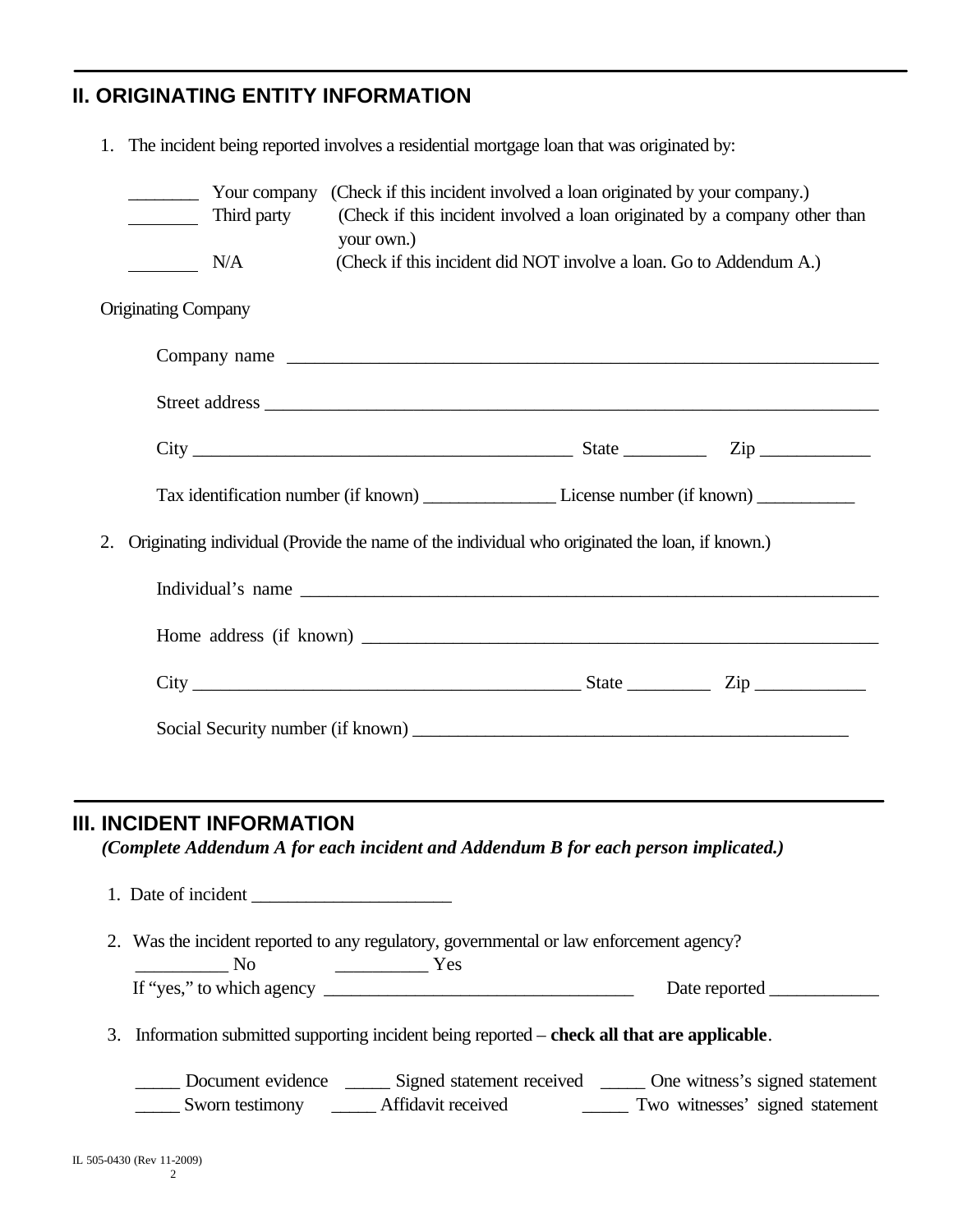## II. ORIGINATING ENTITY INFORMATION

1. The incident being reported involves a residential mortgage loan that was originated by:

   ________ Your company (Check if this incident involved a loan originated by your company.)
   ________ Third party (Check if this incident involved a loan originated by a company other than your own.)
   ________ N/A (Check if this incident did NOT involve a loan. Go to Addendum A.)

   Originating Company

   Company name ________________________________________________________________

   Street address ________________________________________________________________

   City __________________________________________ State _________ Zip ____________

   Tax identification number (if known) ______________ License number (if known) ___________

2. Originating individual (Provide the name of the individual who originated the loan, if known.)

   Individual's name ________________________________________________________________

   Home address (if known) __________________________________________________________

   City __________________________________________ State _________ Zip ____________

   Social Security number (if known) ________________________________________________

## III. INCIDENT INFORMATION

***(Complete Addendum A for each incident and Addendum B for each person implicated.)***

1. Date of incident ______________________

2. Was the incident reported to any regulatory, governmental or law enforcement agency?

   __________ No __________ Yes

   If "yes," to which agency __________________________________ Date reported ____________

3. Information submitted supporting incident being reported – **check all that are applicable**.

   _____ Document evidence _____ Signed statement received _____ One witness's signed statement
   _____ Sworn testimony _____ Affidavit received _____ Two witnesses' signed statement

IL 505-0430 (Rev 11-2009)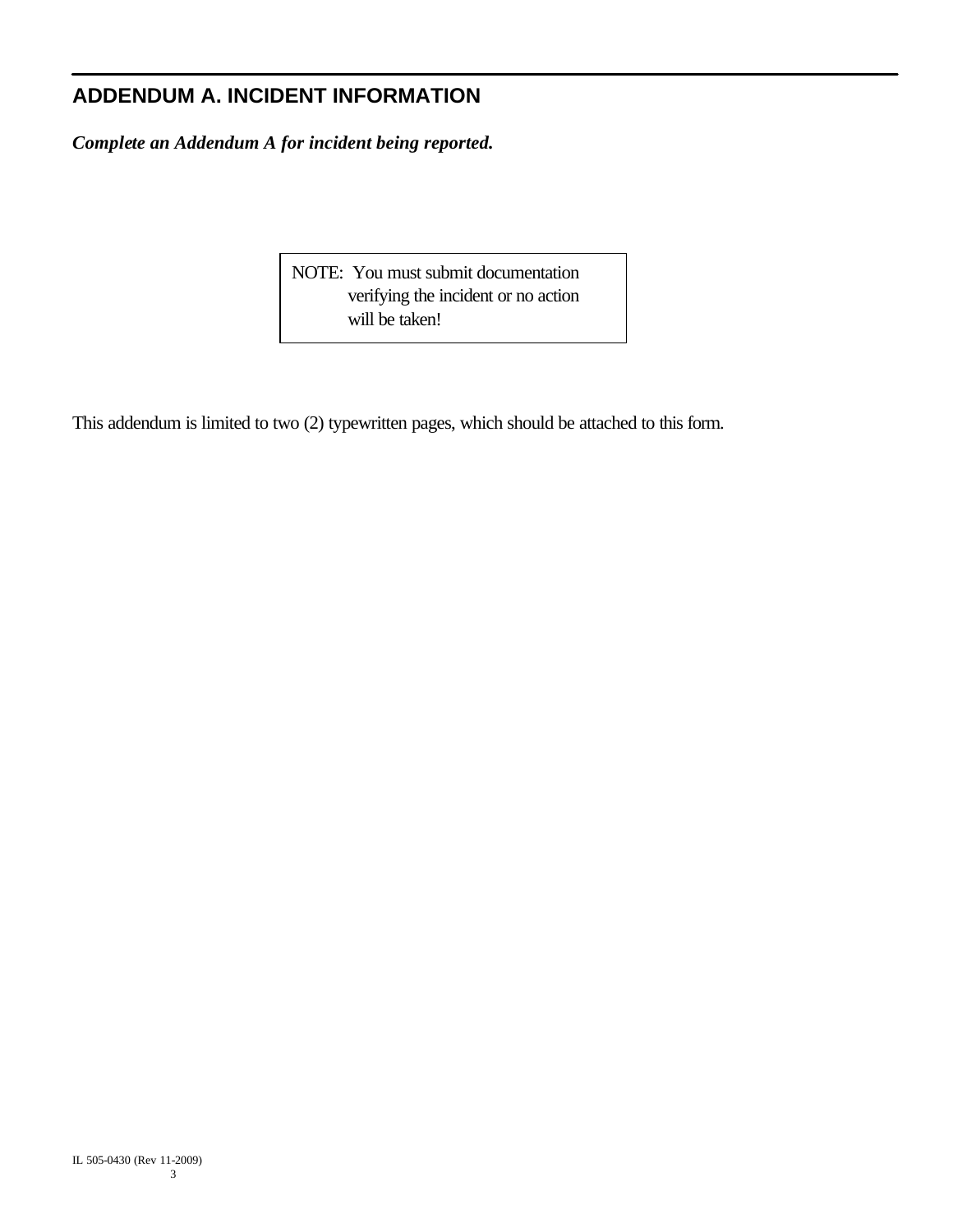## ADDENDUM A. INCIDENT INFORMATION

***Complete an Addendum A for incident being reported.***

> NOTE: You must submit documentation verifying the incident or no action will be taken!

This addendum is limited to two (2) typewritten pages, which should be attached to this form.

IL 505-0430 (Rev 11-2009)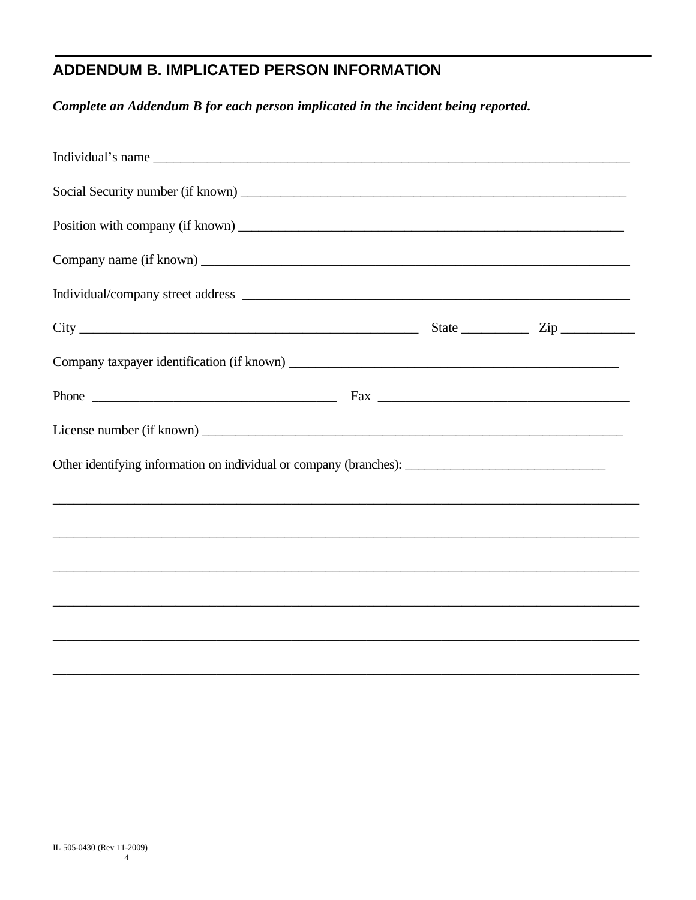## ADDENDUM B. IMPLICATED PERSON INFORMATION

***Complete an Addendum B for each person implicated in the incident being reported.***

Individual's name ___________________________________________________________________________

Social Security number (if known) __________________________________________________________

Position with company (if known) ___________________________________________________________

Company name (if known) ________________________________________________________________

Individual/company street address ___________________________________________________________

City ___________________________________________________ State __________ Zip ___________

Company taxpayer identification (if known) ___________________________________________________

Phone ____________________________________ Fax ____________________________________

License number (if known) _______________________________________________________________

Other identifying information on individual or company (branches): ______________________________

_____________________________________________________________________________________

_____________________________________________________________________________________

_____________________________________________________________________________________

_____________________________________________________________________________________

_____________________________________________________________________________________

_____________________________________________________________________________________

IL 505-0430 (Rev 11-2009)